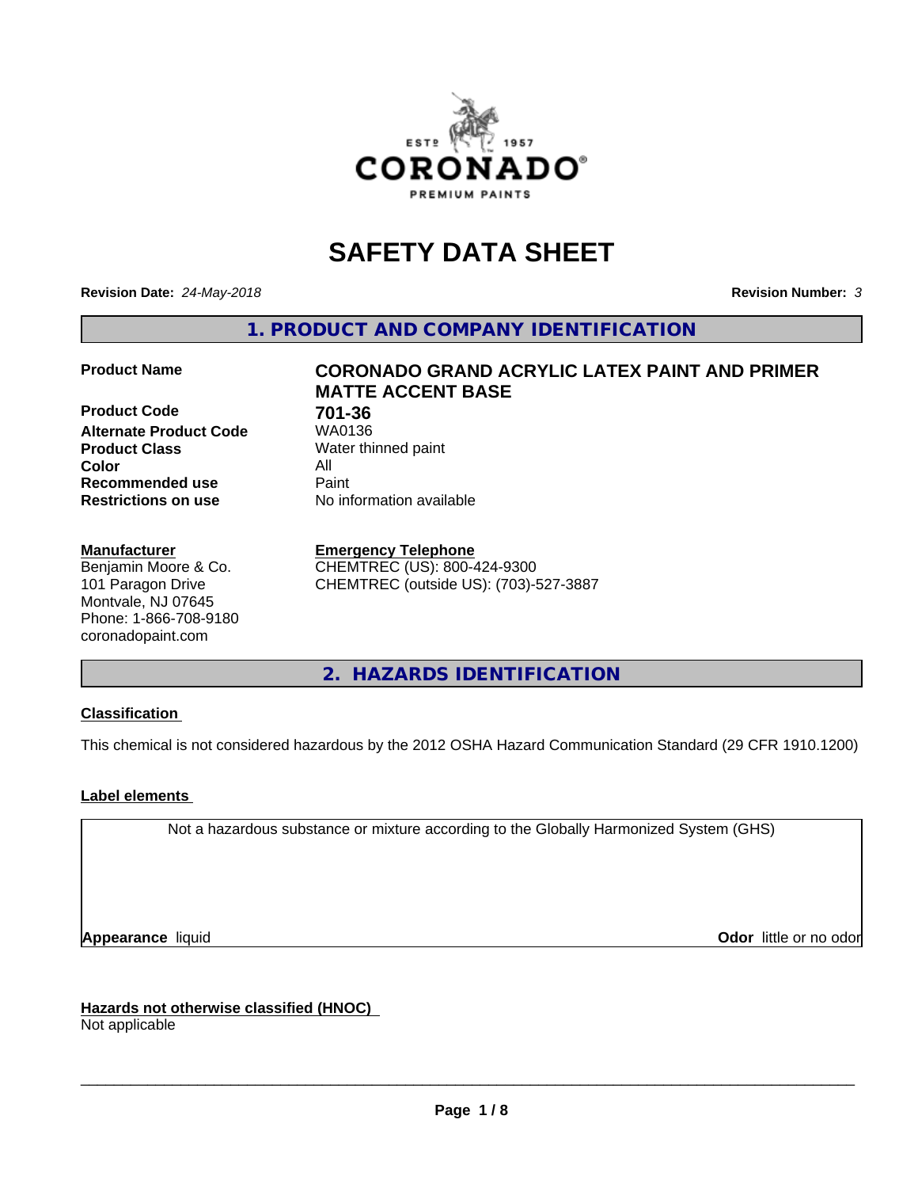# SAFETY DATA SHEET

**Revision Date:** *24-May-2018*

**Revision Number:** *3*

## 1. PRODUCT AND COMPANY IDENTIFICATION

| | |
|---|---|
| **Product Name** | **CORONADO GRAND ACRYLIC LATEX PAINT AND PRIMER MATTE ACCENT BASE** |
| **Product Code** | **701-36** |
| **Alternate Product Code** | WA0136 |
| **Product Class** | Water thinned paint |
| **Color** | All |
| **Recommended use** | Paint |
| **Restrictions on use** | No information available |

**Manufacturer**
Benjamin Moore & Co.
101 Paragon Drive
Montvale, NJ 07645
Phone: 1-866-708-9180
coronadopaint.com

**Emergency Telephone**
CHEMTREC (US): 800-424-9300
CHEMTREC (outside US): (703)-527-3887

## 2. HAZARDS IDENTIFICATION

**Classification**

This chemical is not considered hazardous by the 2012 OSHA Hazard Communication Standard (29 CFR 1910.1200)

**Label elements**

Not a hazardous substance or mixture according to the Globally Harmonized System (GHS)

**Appearance** liquid

**Odor** little or no odor

**Hazards not otherwise classified (HNOC)**
Not applicable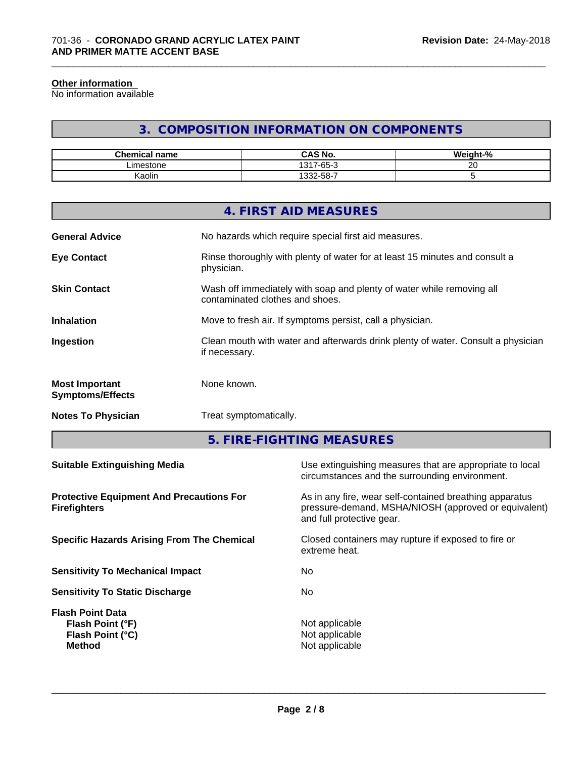**Other information**
No information available

## 3. COMPOSITION INFORMATION ON COMPONENTS

| Chemical name | CAS No. | Weight-% |
|---|---|---|
| Limestone | 1317-65-3 | 20 |
| Kaolin | 1332-58-7 | 5 |

## 4. FIRST AID MEASURES

**General Advice** No hazards which require special first aid measures.

**Eye Contact** Rinse thoroughly with plenty of water for at least 15 minutes and consult a physician.

**Skin Contact** Wash off immediately with soap and plenty of water while removing all contaminated clothes and shoes.

**Inhalation** Move to fresh air. If symptoms persist, call a physician.

**Ingestion** Clean mouth with water and afterwards drink plenty of water. Consult a physician if necessary.

**Most Important Symptoms/Effects** None known.

**Notes To Physician** Treat symptomatically.

## 5. FIRE-FIGHTING MEASURES

**Suitable Extinguishing Media** Use extinguishing measures that are appropriate to local circumstances and the surrounding environment.

**Protective Equipment And Precautions For Firefighters** As in any fire, wear self-contained breathing apparatus pressure-demand, MSHA/NIOSH (approved or equivalent) and full protective gear.

**Specific Hazards Arising From The Chemical** Closed containers may rupture if exposed to fire or extreme heat.

**Sensitivity To Mechanical Impact** No

**Sensitivity To Static Discharge** No

**Flash Point Data**
**Flash Point (°F)** Not applicable
**Flash Point (°C)** Not applicable
**Method** Not applicable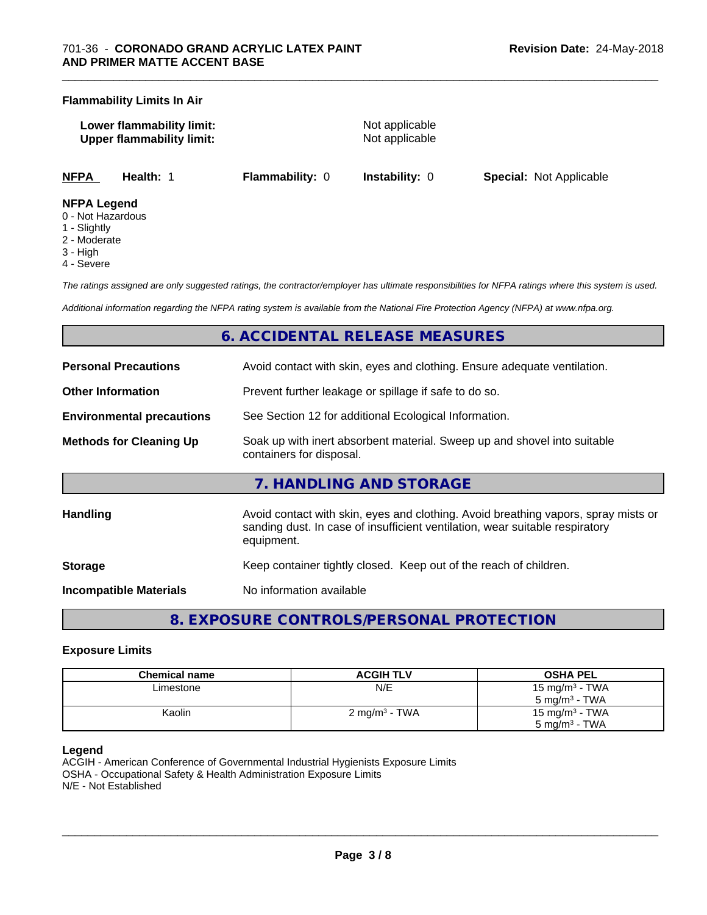**Flammability Limits In Air**

**Lower flammability limit:** Not applicable
**Upper flammability limit:** Not applicable

| **NFPA** | **Health:** 1 | **Flammability:** 0 | **Instability:** 0 | **Special:** Not Applicable |
|---|---|---|---|---|

**NFPA Legend**
0 - Not Hazardous
1 - Slightly
2 - Moderate
3 - High
4 - Severe

*The ratings assigned are only suggested ratings, the contractor/employer has ultimate responsibilities for NFPA ratings where this system is used.*

*Additional information regarding the NFPA rating system is available from the National Fire Protection Agency (NFPA) at www.nfpa.org.*

## 6. ACCIDENTAL RELEASE MEASURES

| | |
|---|---|
| **Personal Precautions** | Avoid contact with skin, eyes and clothing. Ensure adequate ventilation. |
| **Other Information** | Prevent further leakage or spillage if safe to do so. |
| **Environmental precautions** | See Section 12 for additional Ecological Information. |
| **Methods for Cleaning Up** | Soak up with inert absorbent material. Sweep up and shovel into suitable containers for disposal. |

## 7. HANDLING AND STORAGE

| | |
|---|---|
| **Handling** | Avoid contact with skin, eyes and clothing. Avoid breathing vapors, spray mists or sanding dust. In case of insufficient ventilation, wear suitable respiratory equipment. |
| **Storage** | Keep container tightly closed. Keep out of the reach of children. |
| **Incompatible Materials** | No information available |

## 8. EXPOSURE CONTROLS/PERSONAL PROTECTION

### Exposure Limits

| Chemical name | ACGIH TLV | OSHA PEL |
|---|---|---|
| Limestone | N/E | 15 mg/m³ - TWA<br>5 mg/m³ - TWA |
| Kaolin | 2 mg/m³ - TWA | 15 mg/m³ - TWA<br>5 mg/m³ - TWA |

**Legend**
ACGIH - American Conference of Governmental Industrial Hygienists Exposure Limits
OSHA - Occupational Safety & Health Administration Exposure Limits
N/E - Not Established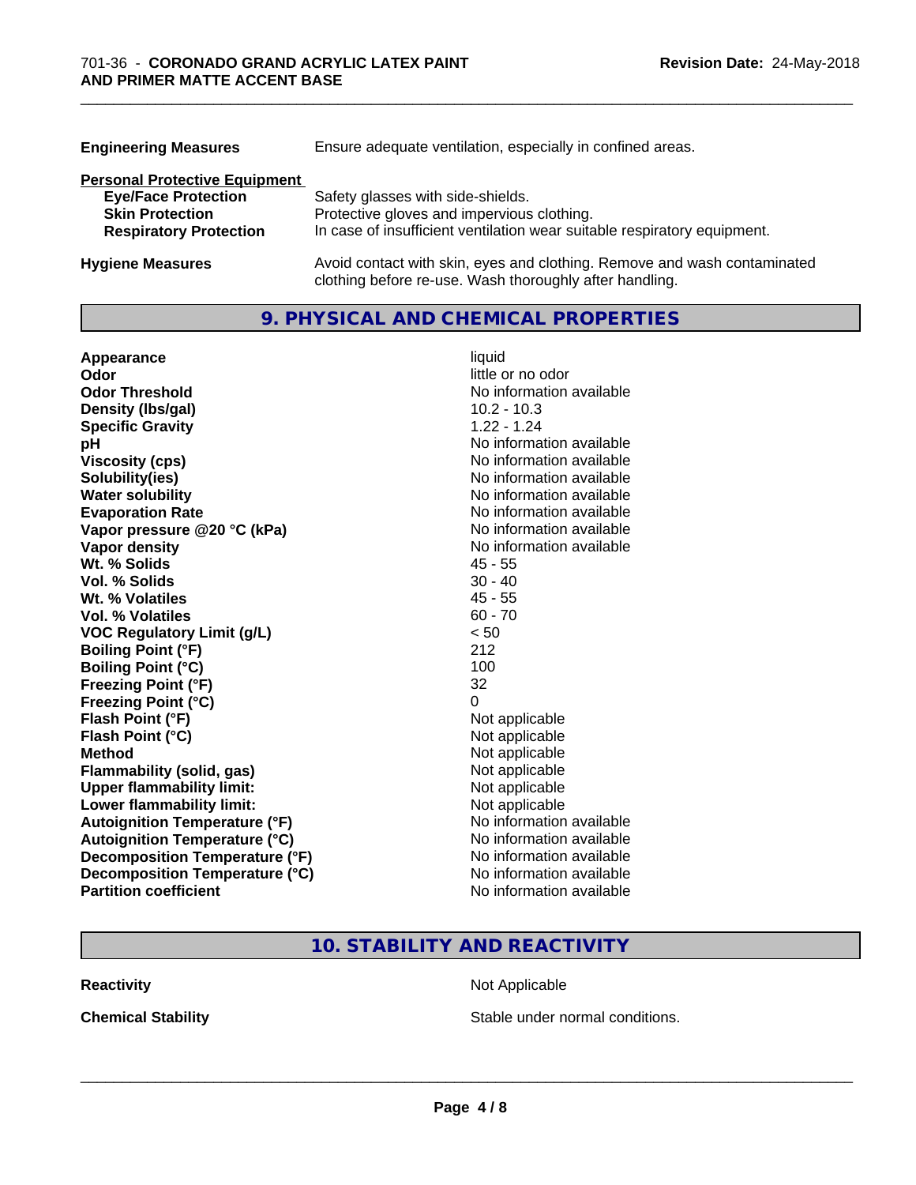| | |
|---|---|
| **Engineering Measures** | Ensure adequate ventilation, especially in confined areas. |

**Personal Protective Equipment**

| | |
|---|---|
| **Eye/Face Protection** | Safety glasses with side-shields. |
| **Skin Protection** | Protective gloves and impervious clothing. |
| **Respiratory Protection** | In case of insufficient ventilation wear suitable respiratory equipment. |

| | |
|---|---|
| **Hygiene Measures** | Avoid contact with skin, eyes and clothing. Remove and wash contaminated clothing before re-use. Wash thoroughly after handling. |

## 9. PHYSICAL AND CHEMICAL PROPERTIES

| | |
|---|---|
| **Appearance** | liquid |
| **Odor** | little or no odor |
| **Odor Threshold** | No information available |
| **Density (lbs/gal)** | 10.2 - 10.3 |
| **Specific Gravity** | 1.22 - 1.24 |
| **pH** | No information available |
| **Viscosity (cps)** | No information available |
| **Solubility(ies)** | No information available |
| **Water solubility** | No information available |
| **Evaporation Rate** | No information available |
| **Vapor pressure @20 °C (kPa)** | No information available |
| **Vapor density** | No information available |
| **Wt. % Solids** | 45 - 55 |
| **Vol. % Solids** | 30 - 40 |
| **Wt. % Volatiles** | 45 - 55 |
| **Vol. % Volatiles** | 60 - 70 |
| **VOC Regulatory Limit (g/L)** | < 50 |
| **Boiling Point (°F)** | 212 |
| **Boiling Point (°C)** | 100 |
| **Freezing Point (°F)** | 32 |
| **Freezing Point (°C)** | 0 |
| **Flash Point (°F)** | Not applicable |
| **Flash Point (°C)** | Not applicable |
| **Method** | Not applicable |
| **Flammability (solid, gas)** | Not applicable |
| **Upper flammability limit:** | Not applicable |
| **Lower flammability limit:** | Not applicable |
| **Autoignition Temperature (°F)** | No information available |
| **Autoignition Temperature (°C)** | No information available |
| **Decomposition Temperature (°F)** | No information available |
| **Decomposition Temperature (°C)** | No information available |
| **Partition coefficient** | No information available |

## 10. STABILITY AND REACTIVITY

| | |
|---|---|
| **Reactivity** | Not Applicable |
| **Chemical Stability** | Stable under normal conditions. |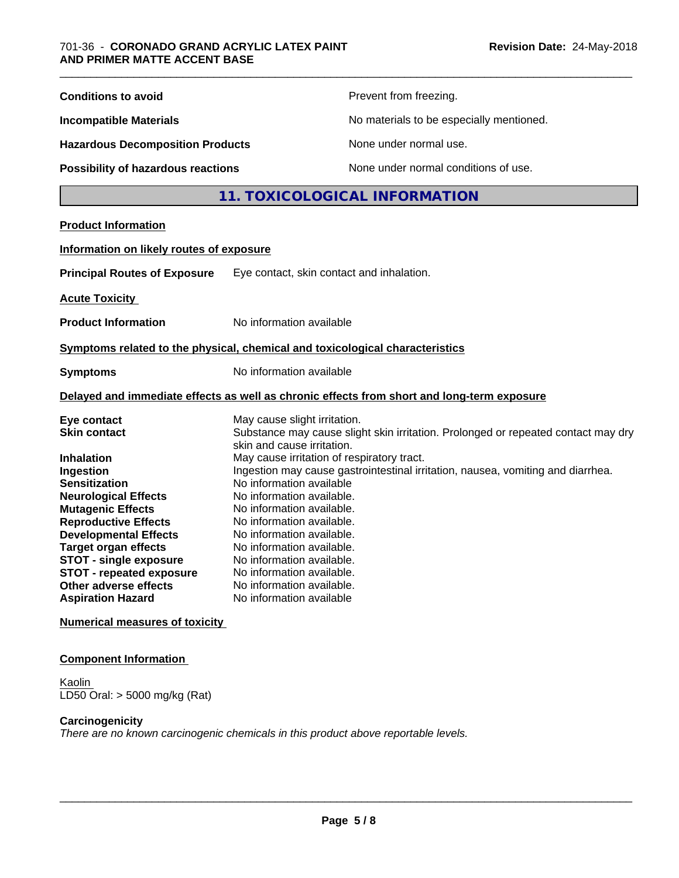| | |
|---|---|
| **Conditions to avoid** | Prevent from freezing. |
| **Incompatible Materials** | No materials to be especially mentioned. |
| **Hazardous Decomposition Products** | None under normal use. |
| **Possibility of hazardous reactions** | None under normal conditions of use. |

## 11. TOXICOLOGICAL INFORMATION

**Product Information**

**Information on likely routes of exposure**

**Principal Routes of Exposure** Eye contact, skin contact and inhalation.

**Acute Toxicity**

**Product Information** No information available

**Symptoms related to the physical, chemical and toxicological characteristics**

**Symptoms** No information available

**Delayed and immediate effects as well as chronic effects from short and long-term exposure**

| | |
|---|---|
| **Eye contact** | May cause slight irritation. |
| **Skin contact** | Substance may cause slight skin irritation. Prolonged or repeated contact may dry skin and cause irritation. |
| **Inhalation** | May cause irritation of respiratory tract. |
| **Ingestion** | Ingestion may cause gastrointestinal irritation, nausea, vomiting and diarrhea. |
| **Sensitization** | No information available |
| **Neurological Effects** | No information available. |
| **Mutagenic Effects** | No information available. |
| **Reproductive Effects** | No information available. |
| **Developmental Effects** | No information available. |
| **Target organ effects** | No information available. |
| **STOT - single exposure** | No information available. |
| **STOT - repeated exposure** | No information available. |
| **Other adverse effects** | No information available. |
| **Aspiration Hazard** | No information available |

**Numerical measures of toxicity**

**Component Information**

Kaolin
LD50 Oral: > 5000 mg/kg (Rat)

**Carcinogenicity**
*There are no known carcinogenic chemicals in this product above reportable levels.*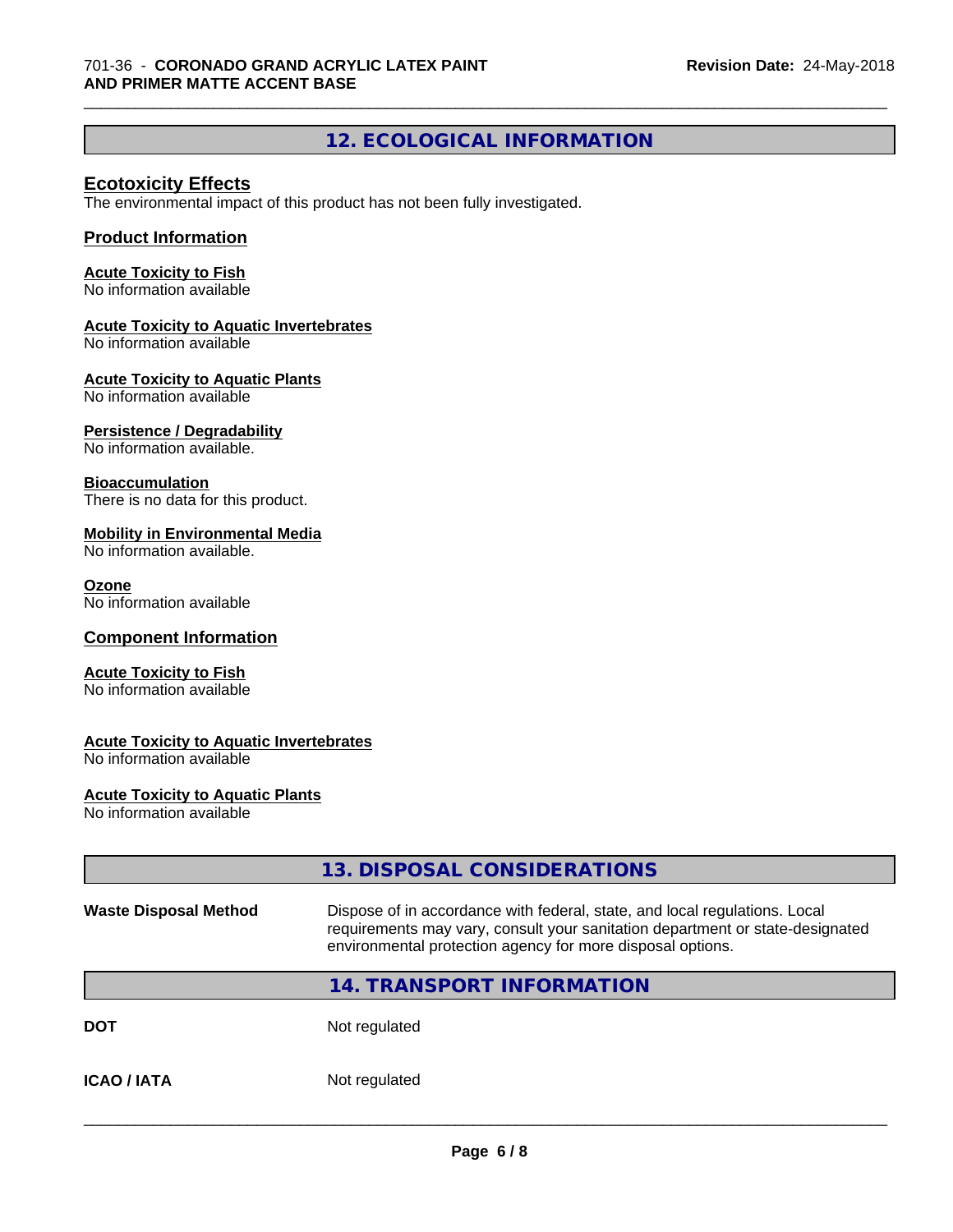## 12. ECOLOGICAL INFORMATION

### Ecotoxicity Effects

The environmental impact of this product has not been fully investigated.

### Product Information

**Acute Toxicity to Fish**
No information available

**Acute Toxicity to Aquatic Invertebrates**
No information available

**Acute Toxicity to Aquatic Plants**
No information available

**Persistence / Degradability**
No information available.

**Bioaccumulation**
There is no data for this product.

**Mobility in Environmental Media**
No information available.

**Ozone**
No information available

### Component Information

**Acute Toxicity to Fish**
No information available

**Acute Toxicity to Aquatic Invertebrates**
No information available

**Acute Toxicity to Aquatic Plants**
No information available

## 13. DISPOSAL CONSIDERATIONS

| | |
|---|---|
| **Waste Disposal Method** | Dispose of in accordance with federal, state, and local regulations. Local requirements may vary, consult your sanitation department or state-designated environmental protection agency for more disposal options. |

## 14. TRANSPORT INFORMATION

| | |
|---|---|
| **DOT** | Not regulated |
| **ICAO / IATA** | Not regulated |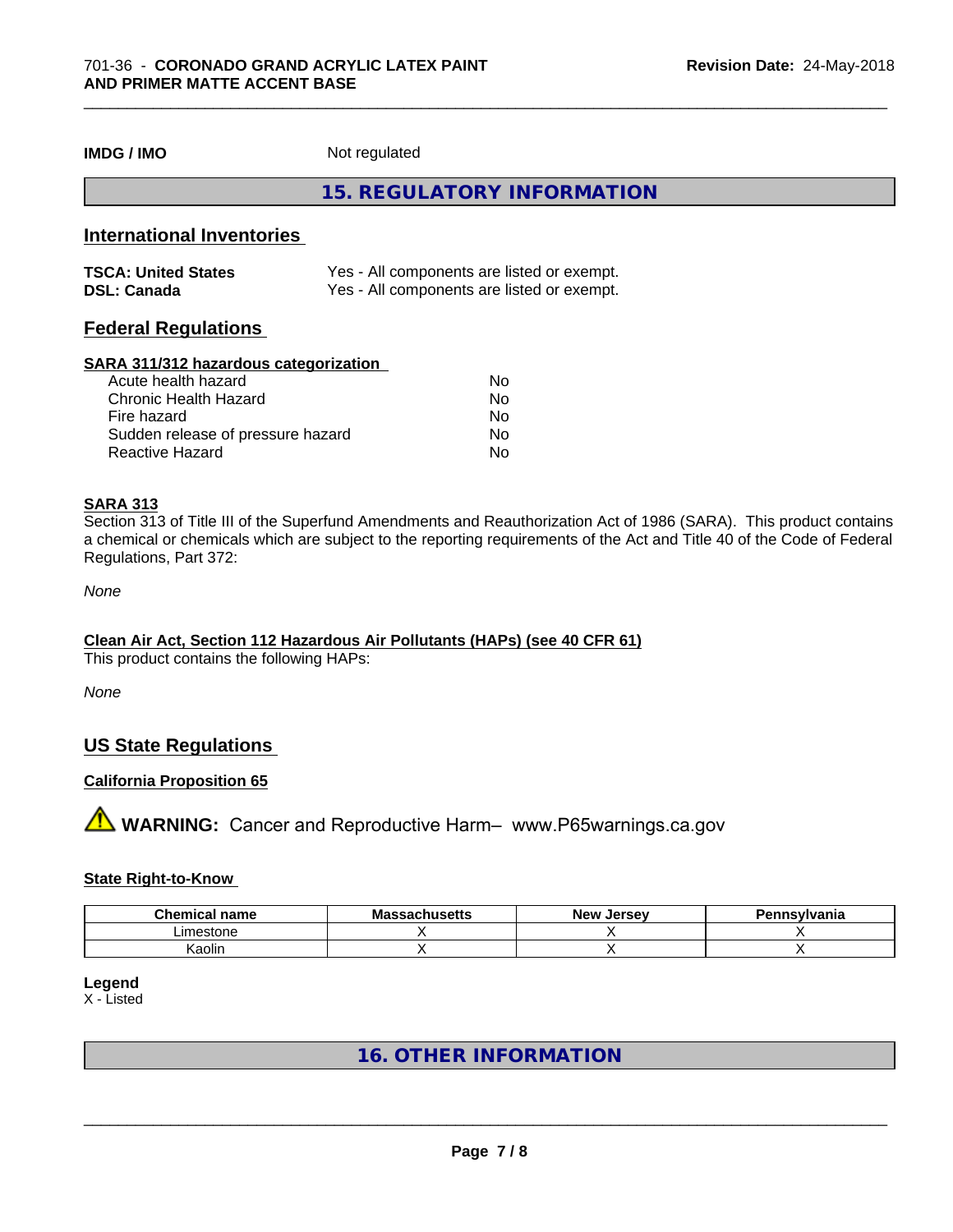**IMDG / IMO** Not regulated

## 15. REGULATORY INFORMATION

### International Inventories

| | |
|---|---|
| **TSCA: United States** | Yes - All components are listed or exempt. |
| **DSL: Canada** | Yes - All components are listed or exempt. |

### Federal Regulations

**SARA 311/312 hazardous categorization**

| | |
|---|---|
| Acute health hazard | No |
| Chronic Health Hazard | No |
| Fire hazard | No |
| Sudden release of pressure hazard | No |
| Reactive Hazard | No |

**SARA 313**

Section 313 of Title III of the Superfund Amendments and Reauthorization Act of 1986 (SARA). This product contains a chemical or chemicals which are subject to the reporting requirements of the Act and Title 40 of the Code of Federal Regulations, Part 372:

*None*

**Clean Air Act, Section 112 Hazardous Air Pollutants (HAPs) (see 40 CFR 61)**

This product contains the following HAPs:

*None*

### US State Regulations

**California Proposition 65**

⚠ **WARNING:** Cancer and Reproductive Harm– www.P65warnings.ca.gov

**State Right-to-Know**

| Chemical name | Massachusetts | New Jersey | Pennsylvania |
|---|---|---|---|
| Limestone | X | X | X |
| Kaolin | X | X | X |

**Legend**

X - Listed

## 16. OTHER INFORMATION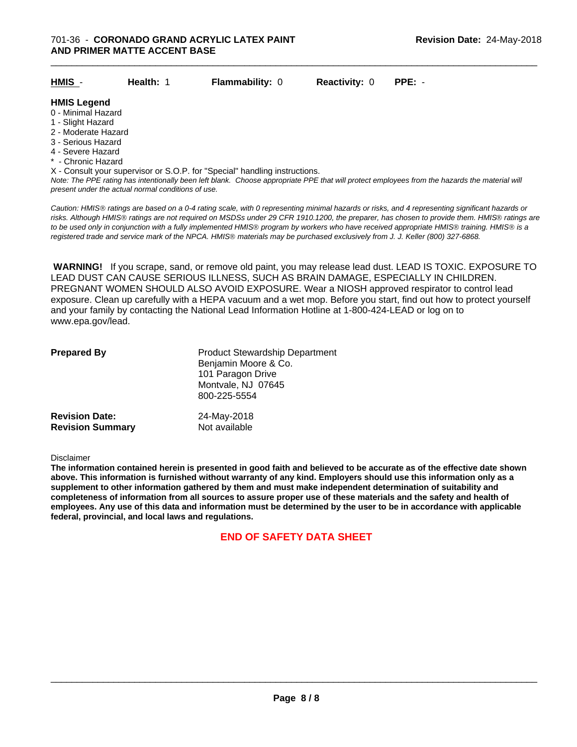| HMIS - | Health: 1 | Flammability: 0 | Reactivity: 0 | PPE: - |
|---|---|---|---|---|

**HMIS Legend**
0 - Minimal Hazard
1 - Slight Hazard
2 - Moderate Hazard
3 - Serious Hazard
4 - Severe Hazard
* - Chronic Hazard
X - Consult your supervisor or S.O.P. for "Special" handling instructions.

*Note: The PPE rating has intentionally been left blank. Choose appropriate PPE that will protect employees from the hazards the material will present under the actual normal conditions of use.*

*Caution: HMIS® ratings are based on a 0-4 rating scale, with 0 representing minimal hazards or risks, and 4 representing significant hazards or risks. Although HMIS® ratings are not required on MSDSs under 29 CFR 1910.1200, the preparer, has chosen to provide them. HMIS® ratings are to be used only in conjunction with a fully implemented HMIS® program by workers who have received appropriate HMIS® training. HMIS® is a registered trade and service mark of the NPCA. HMIS® materials may be purchased exclusively from J. J. Keller (800) 327-6868.*

**WARNING!** If you scrape, sand, or remove old paint, you may release lead dust. LEAD IS TOXIC. EXPOSURE TO LEAD DUST CAN CAUSE SERIOUS ILLNESS, SUCH AS BRAIN DAMAGE, ESPECIALLY IN CHILDREN. PREGNANT WOMEN SHOULD ALSO AVOID EXPOSURE. Wear a NIOSH approved respirator to control lead exposure. Clean up carefully with a HEPA vacuum and a wet mop. Before you start, find out how to protect yourself and your family by contacting the National Lead Information Hotline at 1-800-424-LEAD or log on to www.epa.gov/lead.

| | |
|---|---|
| **Prepared By** | Product Stewardship Department<br>Benjamin Moore & Co.<br>101 Paragon Drive<br>Montvale, NJ 07645<br>800-225-5554 |
| **Revision Date:** | 24-May-2018 |
| **Revision Summary** | Not available |

Disclaimer

**The information contained herein is presented in good faith and believed to be accurate as of the effective date shown above. This information is furnished without warranty of any kind. Employers should use this information only as a supplement to other information gathered by them and must make independent determination of suitability and completeness of information from all sources to assure proper use of these materials and the safety and health of employees. Any use of this data and information must be determined by the user to be in accordance with applicable federal, provincial, and local laws and regulations.**

**END OF SAFETY DATA SHEET**